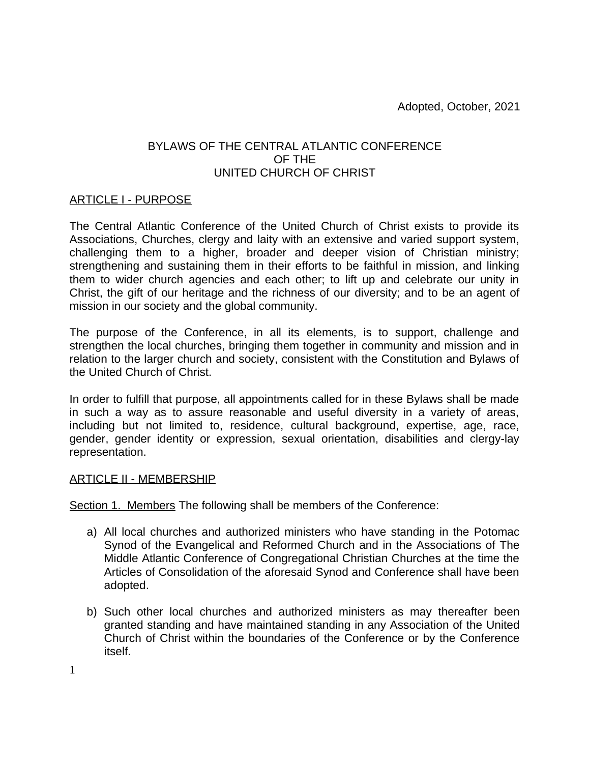Adopted, October, 2021

# BYLAWS OF THE CENTRAL ATLANTIC CONFERENCE OF THE UNITED CHURCH OF CHRIST

## ARTICLE I - PURPOSE

The Central Atlantic Conference of the United Church of Christ exists to provide its Associations, Churches, clergy and laity with an extensive and varied support system, challenging them to a higher, broader and deeper vision of Christian ministry; strengthening and sustaining them in their efforts to be faithful in mission, and linking them to wider church agencies and each other; to lift up and celebrate our unity in Christ, the gift of our heritage and the richness of our diversity; and to be an agent of mission in our society and the global community.

The purpose of the Conference, in all its elements, is to support, challenge and strengthen the local churches, bringing them together in community and mission and in relation to the larger church and society, consistent with the Constitution and Bylaws of the United Church of Christ.

In order to fulfill that purpose, all appointments called for in these Bylaws shall be made in such a way as to assure reasonable and useful diversity in a variety of areas, including but not limited to, residence, cultural background, expertise, age, race, gender, gender identity or expression, sexual orientation, disabilities and clergy-lay representation.

## ARTICLE II - MEMBERSHIP

Section 1. Members The following shall be members of the Conference:

a) All local churches and authorized ministers who have standing in the Potomac Synod of the Evangelical and Reformed Church and in the Associations of The Middle Atlantic Conference of Congregational Christian Churches at the time the Articles of Consolidation of the aforesaid Synod and Conference shall have been adopted.

b) Such other local churches and authorized ministers as may thereafter been granted standing and have maintained standing in any Association of the United Church of Christ within the boundaries of the Conference or by the Conference itself.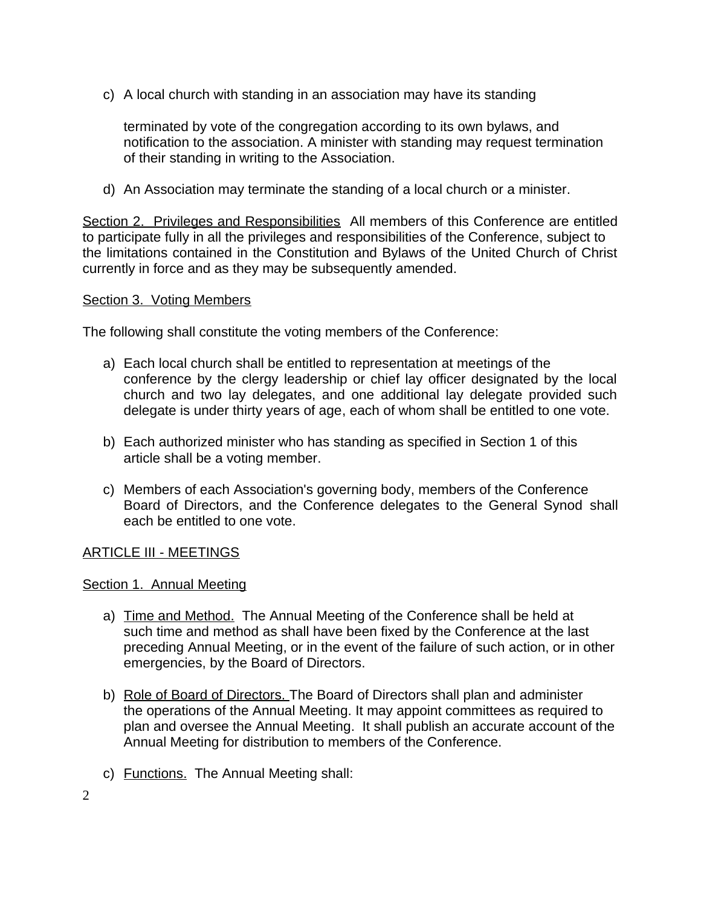c) A local church with standing in an association may have its standing

   terminated by vote of the congregation according to its own bylaws, and notification to the association. A minister with standing may request termination of their standing in writing to the Association.

d) An Association may terminate the standing of a local church or a minister.

Section 2. Privileges and Responsibilities All members of this Conference are entitled to participate fully in all the privileges and responsibilities of the Conference, subject to the limitations contained in the Constitution and Bylaws of the United Church of Christ currently in force and as they may be subsequently amended.

Section 3. Voting Members

The following shall constitute the voting members of the Conference:

a) Each local church shall be entitled to representation at meetings of the conference by the clergy leadership or chief lay officer designated by the local church and two lay delegates, and one additional lay delegate provided such delegate is under thirty years of age, each of whom shall be entitled to one vote.

b) Each authorized minister who has standing as specified in Section 1 of this article shall be a voting member.

c) Members of each Association's governing body, members of the Conference Board of Directors, and the Conference delegates to the General Synod shall each be entitled to one vote.

## ARTICLE III - MEETINGS

Section 1. Annual Meeting

a) Time and Method. The Annual Meeting of the Conference shall be held at such time and method as shall have been fixed by the Conference at the last preceding Annual Meeting, or in the event of the failure of such action, or in other emergencies, by the Board of Directors.

b) Role of Board of Directors. The Board of Directors shall plan and administer the operations of the Annual Meeting. It may appoint committees as required to plan and oversee the Annual Meeting. It shall publish an accurate account of the Annual Meeting for distribution to members of the Conference.

c) Functions. The Annual Meeting shall: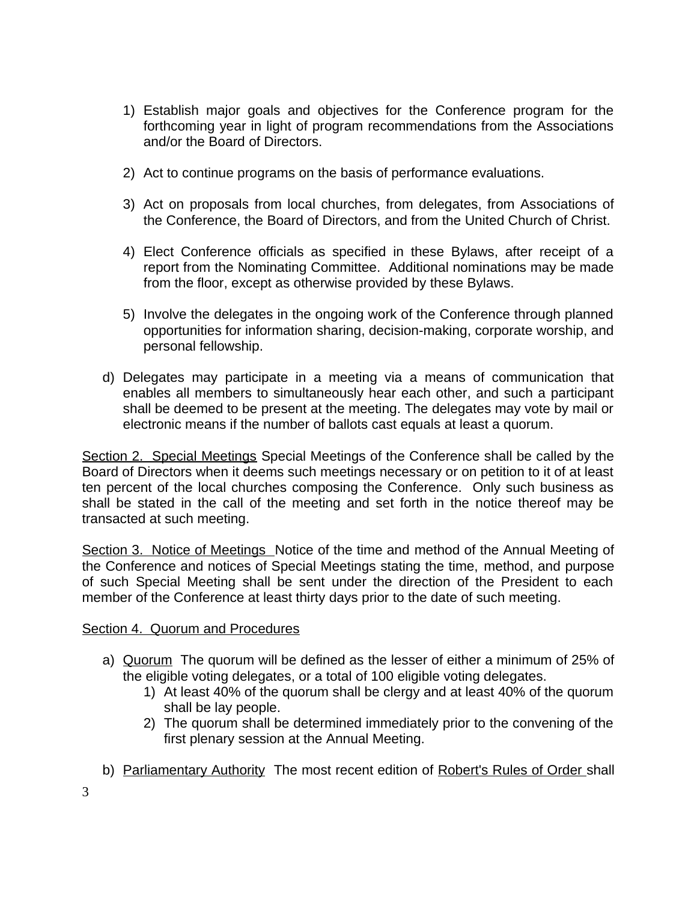1) Establish major goals and objectives for the Conference program for the forthcoming year in light of program recommendations from the Associations and/or the Board of Directors.

2) Act to continue programs on the basis of performance evaluations.

3) Act on proposals from local churches, from delegates, from Associations of the Conference, the Board of Directors, and from the United Church of Christ.

4) Elect Conference officials as specified in these Bylaws, after receipt of a report from the Nominating Committee. Additional nominations may be made from the floor, except as otherwise provided by these Bylaws.

5) Involve the delegates in the ongoing work of the Conference through planned opportunities for information sharing, decision-making, corporate worship, and personal fellowship.

d) Delegates may participate in a meeting via a means of communication that enables all members to simultaneously hear each other, and such a participant shall be deemed to be present at the meeting. The delegates may vote by mail or electronic means if the number of ballots cast equals at least a quorum.

Section 2. Special Meetings Special Meetings of the Conference shall be called by the Board of Directors when it deems such meetings necessary or on petition to it of at least ten percent of the local churches composing the Conference. Only such business as shall be stated in the call of the meeting and set forth in the notice thereof may be transacted at such meeting.

Section 3. Notice of Meetings Notice of the time and method of the Annual Meeting of the Conference and notices of Special Meetings stating the time, method, and purpose of such Special Meeting shall be sent under the direction of the President to each member of the Conference at least thirty days prior to the date of such meeting.

Section 4. Quorum and Procedures

a) Quorum The quorum will be defined as the lesser of either a minimum of 25% of the eligible voting delegates, or a total of 100 eligible voting delegates.
   1) At least 40% of the quorum shall be clergy and at least 40% of the quorum shall be lay people.
   2) The quorum shall be determined immediately prior to the convening of the first plenary session at the Annual Meeting.

b) Parliamentary Authority The most recent edition of Robert's Rules of Order shall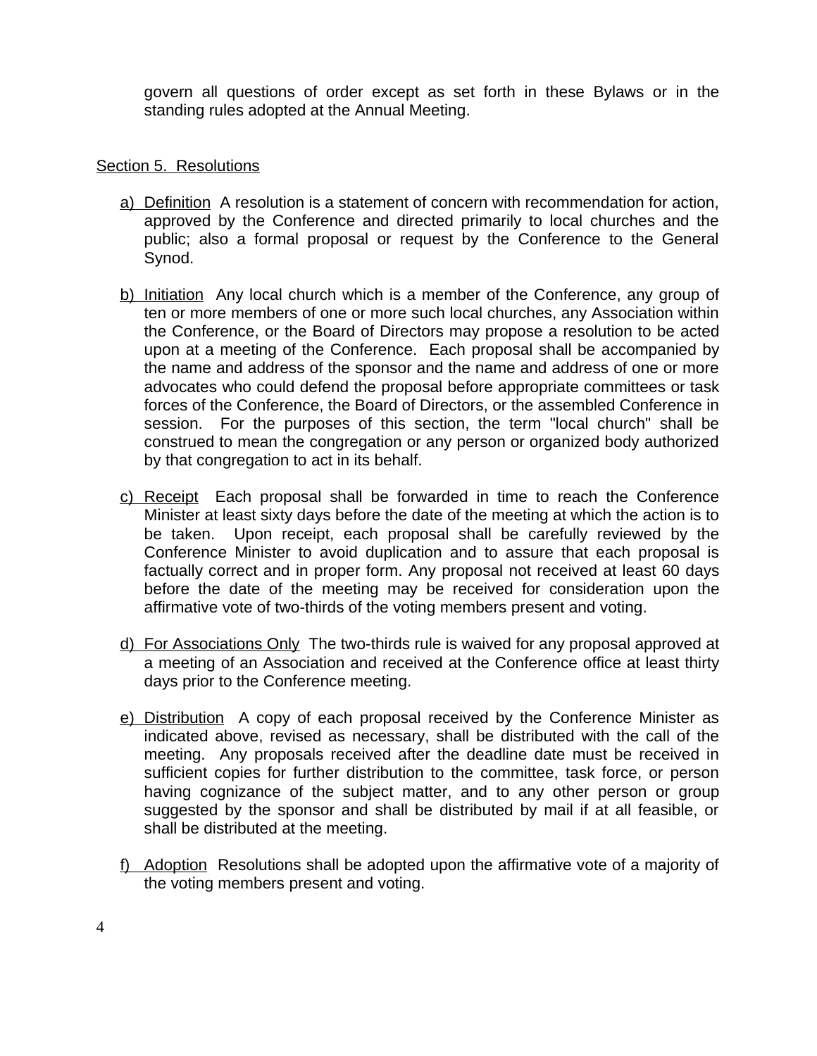govern all questions of order except as set forth in these Bylaws or in the standing rules adopted at the Annual Meeting.

Section 5. Resolutions

a) Definition A resolution is a statement of concern with recommendation for action, approved by the Conference and directed primarily to local churches and the public; also a formal proposal or request by the Conference to the General Synod.

b) Initiation Any local church which is a member of the Conference, any group of ten or more members of one or more such local churches, any Association within the Conference, or the Board of Directors may propose a resolution to be acted upon at a meeting of the Conference. Each proposal shall be accompanied by the name and address of the sponsor and the name and address of one or more advocates who could defend the proposal before appropriate committees or task forces of the Conference, the Board of Directors, or the assembled Conference in session. For the purposes of this section, the term "local church" shall be construed to mean the congregation or any person or organized body authorized by that congregation to act in its behalf.

c) Receipt Each proposal shall be forwarded in time to reach the Conference Minister at least sixty days before the date of the meeting at which the action is to be taken. Upon receipt, each proposal shall be carefully reviewed by the Conference Minister to avoid duplication and to assure that each proposal is factually correct and in proper form. Any proposal not received at least 60 days before the date of the meeting may be received for consideration upon the affirmative vote of two-thirds of the voting members present and voting.

d) For Associations Only The two-thirds rule is waived for any proposal approved at a meeting of an Association and received at the Conference office at least thirty days prior to the Conference meeting.

e) Distribution A copy of each proposal received by the Conference Minister as indicated above, revised as necessary, shall be distributed with the call of the meeting. Any proposals received after the deadline date must be received in sufficient copies for further distribution to the committee, task force, or person having cognizance of the subject matter, and to any other person or group suggested by the sponsor and shall be distributed by mail if at all feasible, or shall be distributed at the meeting.

f) Adoption Resolutions shall be adopted upon the affirmative vote of a majority of the voting members present and voting.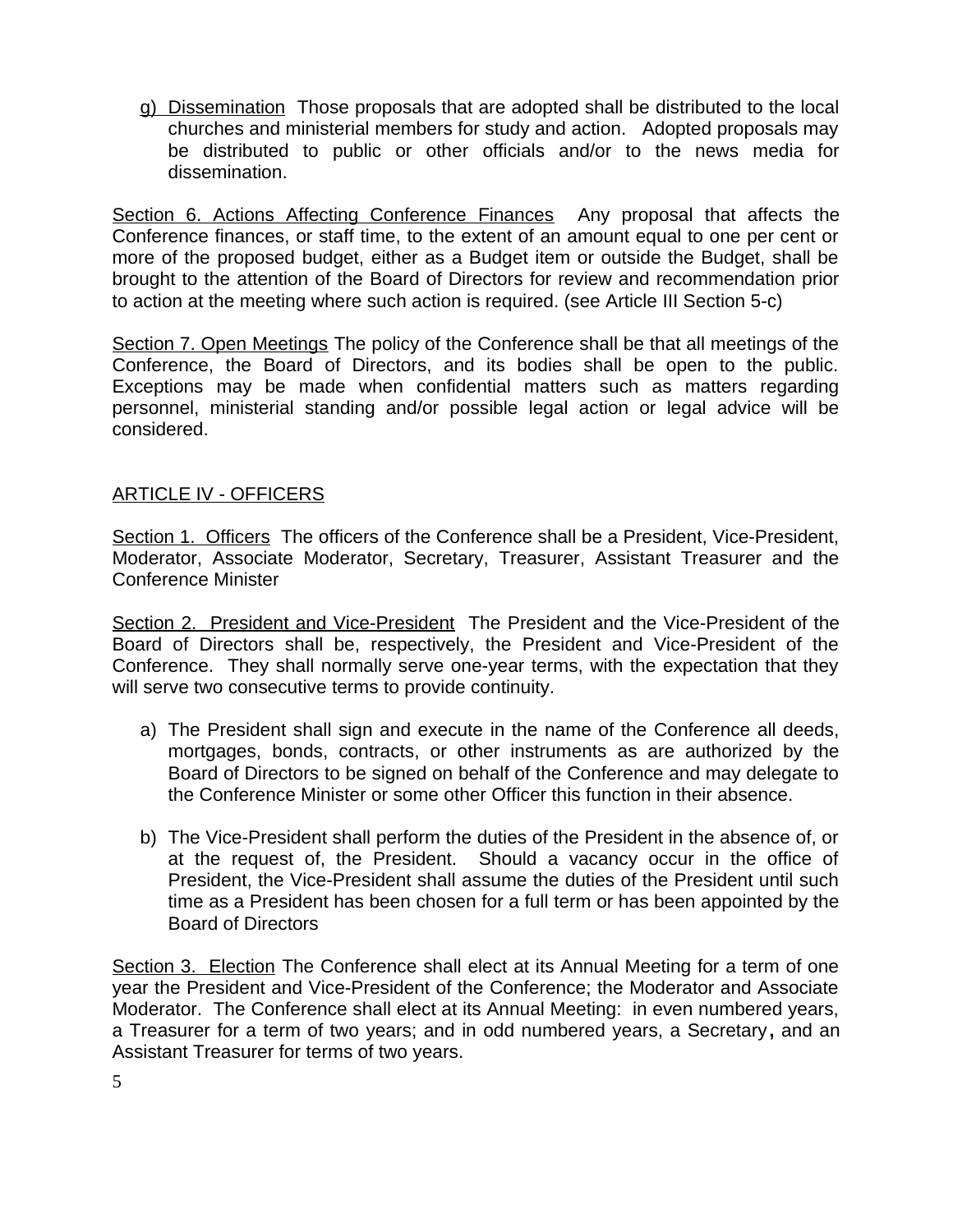g) Dissemination Those proposals that are adopted shall be distributed to the local churches and ministerial members for study and action. Adopted proposals may be distributed to public or other officials and/or to the news media for dissemination.

Section 6. Actions Affecting Conference Finances Any proposal that affects the Conference finances, or staff time, to the extent of an amount equal to one per cent or more of the proposed budget, either as a Budget item or outside the Budget, shall be brought to the attention of the Board of Directors for review and recommendation prior to action at the meeting where such action is required. (see Article III Section 5-c)

Section 7. Open Meetings The policy of the Conference shall be that all meetings of the Conference, the Board of Directors, and its bodies shall be open to the public. Exceptions may be made when confidential matters such as matters regarding personnel, ministerial standing and/or possible legal action or legal advice will be considered.

## ARTICLE IV - OFFICERS

Section 1. Officers The officers of the Conference shall be a President, Vice-President, Moderator, Associate Moderator, Secretary, Treasurer, Assistant Treasurer and the Conference Minister

Section 2. President and Vice-President The President and the Vice-President of the Board of Directors shall be, respectively, the President and Vice-President of the Conference. They shall normally serve one-year terms, with the expectation that they will serve two consecutive terms to provide continuity.

a) The President shall sign and execute in the name of the Conference all deeds, mortgages, bonds, contracts, or other instruments as are authorized by the Board of Directors to be signed on behalf of the Conference and may delegate to the Conference Minister or some other Officer this function in their absence.

b) The Vice-President shall perform the duties of the President in the absence of, or at the request of, the President. Should a vacancy occur in the office of President, the Vice-President shall assume the duties of the President until such time as a President has been chosen for a full term or has been appointed by the Board of Directors

Section 3. Election The Conference shall elect at its Annual Meeting for a term of one year the President and Vice-President of the Conference; the Moderator and Associate Moderator. The Conference shall elect at its Annual Meeting: in even numbered years, a Treasurer for a term of two years; and in odd numbered years, a Secretary, and an Assistant Treasurer for terms of two years.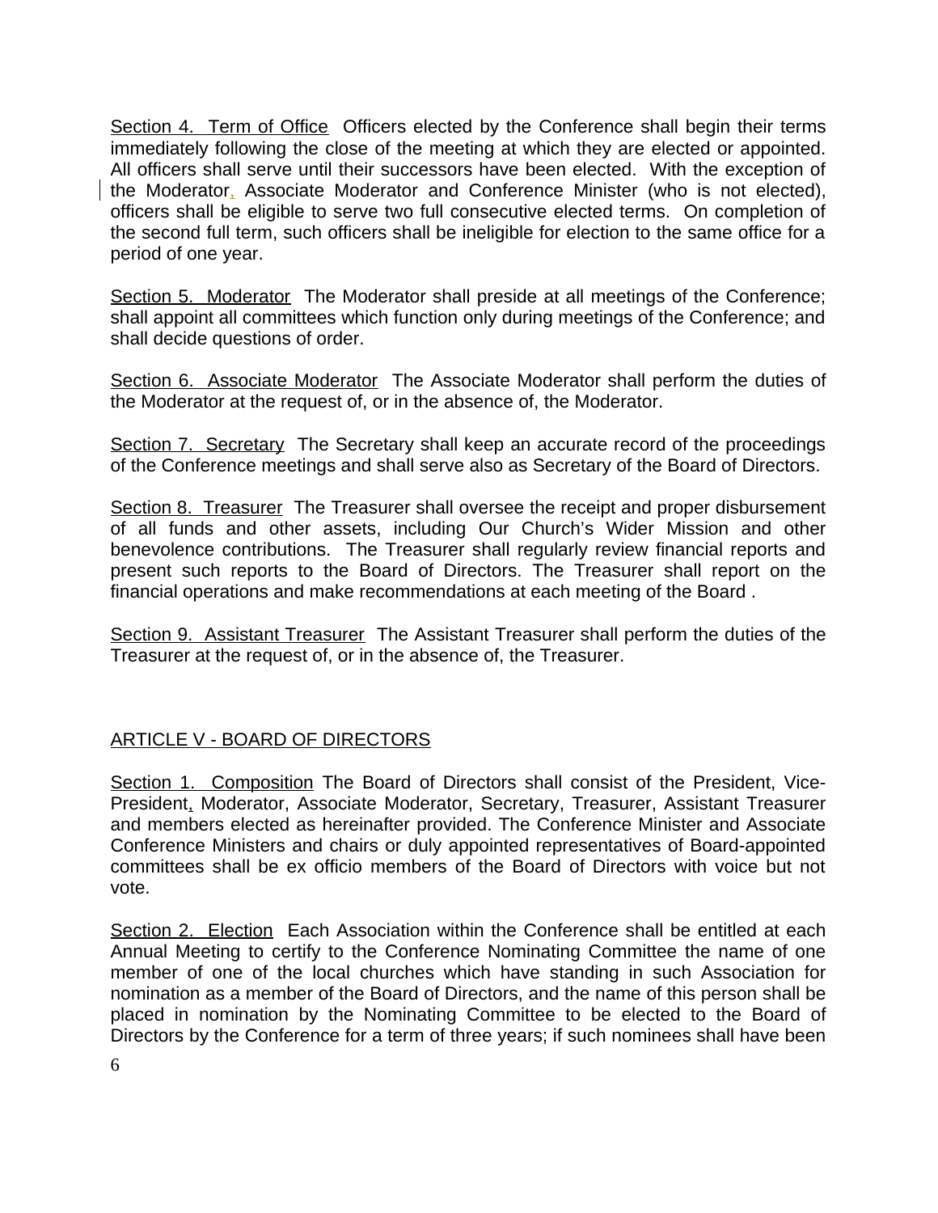<u>Section 4. Term of Office</u> Officers elected by the Conference shall begin their terms immediately following the close of the meeting at which they are elected or appointed. All officers shall serve until their successors have been elected. With the exception of the Moderator, Associate Moderator and Conference Minister (who is not elected), officers shall be eligible to serve two full consecutive elected terms. On completion of the second full term, such officers shall be ineligible for election to the same office for a period of one year.

<u>Section 5. Moderator</u> The Moderator shall preside at all meetings of the Conference; shall appoint all committees which function only during meetings of the Conference; and shall decide questions of order.

<u>Section 6. Associate Moderator</u> The Associate Moderator shall perform the duties of the Moderator at the request of, or in the absence of, the Moderator.

<u>Section 7. Secretary</u> The Secretary shall keep an accurate record of the proceedings of the Conference meetings and shall serve also as Secretary of the Board of Directors.

<u>Section 8. Treasurer</u> The Treasurer shall oversee the receipt and proper disbursement of all funds and other assets, including Our Church's Wider Mission and other benevolence contributions. The Treasurer shall regularly review financial reports and present such reports to the Board of Directors. The Treasurer shall report on the financial operations and make recommendations at each meeting of the Board .

<u>Section 9. Assistant Treasurer</u> The Assistant Treasurer shall perform the duties of the Treasurer at the request of, or in the absence of, the Treasurer.

## <u>ARTICLE V - BOARD OF DIRECTORS</u>

<u>Section 1. Composition</u> The Board of Directors shall consist of the President, Vice-President, Moderator, Associate Moderator, Secretary, Treasurer, Assistant Treasurer and members elected as hereinafter provided. The Conference Minister and Associate Conference Ministers and chairs or duly appointed representatives of Board-appointed committees shall be ex officio members of the Board of Directors with voice but not vote.

<u>Section 2. Election</u> Each Association within the Conference shall be entitled at each Annual Meeting to certify to the Conference Nominating Committee the name of one member of one of the local churches which have standing in such Association for nomination as a member of the Board of Directors, and the name of this person shall be placed in nomination by the Nominating Committee to be elected to the Board of Directors by the Conference for a term of three years; if such nominees shall have been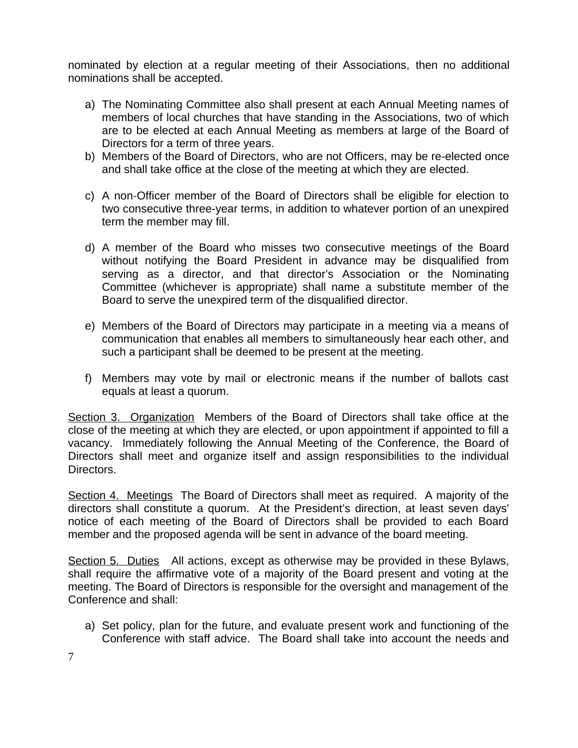nominated by election at a regular meeting of their Associations, then no additional nominations shall be accepted.

a) The Nominating Committee also shall present at each Annual Meeting names of members of local churches that have standing in the Associations, two of which are to be elected at each Annual Meeting as members at large of the Board of Directors for a term of three years.
b) Members of the Board of Directors, who are not Officers, may be re-elected once and shall take office at the close of the meeting at which they are elected.

c) A non-Officer member of the Board of Directors shall be eligible for election to two consecutive three-year terms, in addition to whatever portion of an unexpired term the member may fill.

d) A member of the Board who misses two consecutive meetings of the Board without notifying the Board President in advance may be disqualified from serving as a director, and that director's Association or the Nominating Committee (whichever is appropriate) shall name a substitute member of the Board to serve the unexpired term of the disqualified director.

e) Members of the Board of Directors may participate in a meeting via a means of communication that enables all members to simultaneously hear each other, and such a participant shall be deemed to be present at the meeting.

f) Members may vote by mail or electronic means if the number of ballots cast equals at least a quorum.

<u>Section 3. Organization</u> Members of the Board of Directors shall take office at the close of the meeting at which they are elected, or upon appointment if appointed to fill a vacancy. Immediately following the Annual Meeting of the Conference, the Board of Directors shall meet and organize itself and assign responsibilities to the individual Directors.

<u>Section 4. Meetings</u> The Board of Directors shall meet as required. A majority of the directors shall constitute a quorum. At the President's direction, at least seven days' notice of each meeting of the Board of Directors shall be provided to each Board member and the proposed agenda will be sent in advance of the board meeting.

<u>Section 5. Duties</u> All actions, except as otherwise may be provided in these Bylaws, shall require the affirmative vote of a majority of the Board present and voting at the meeting. The Board of Directors is responsible for the oversight and management of the Conference and shall:

a) Set policy, plan for the future, and evaluate present work and functioning of the Conference with staff advice. The Board shall take into account the needs and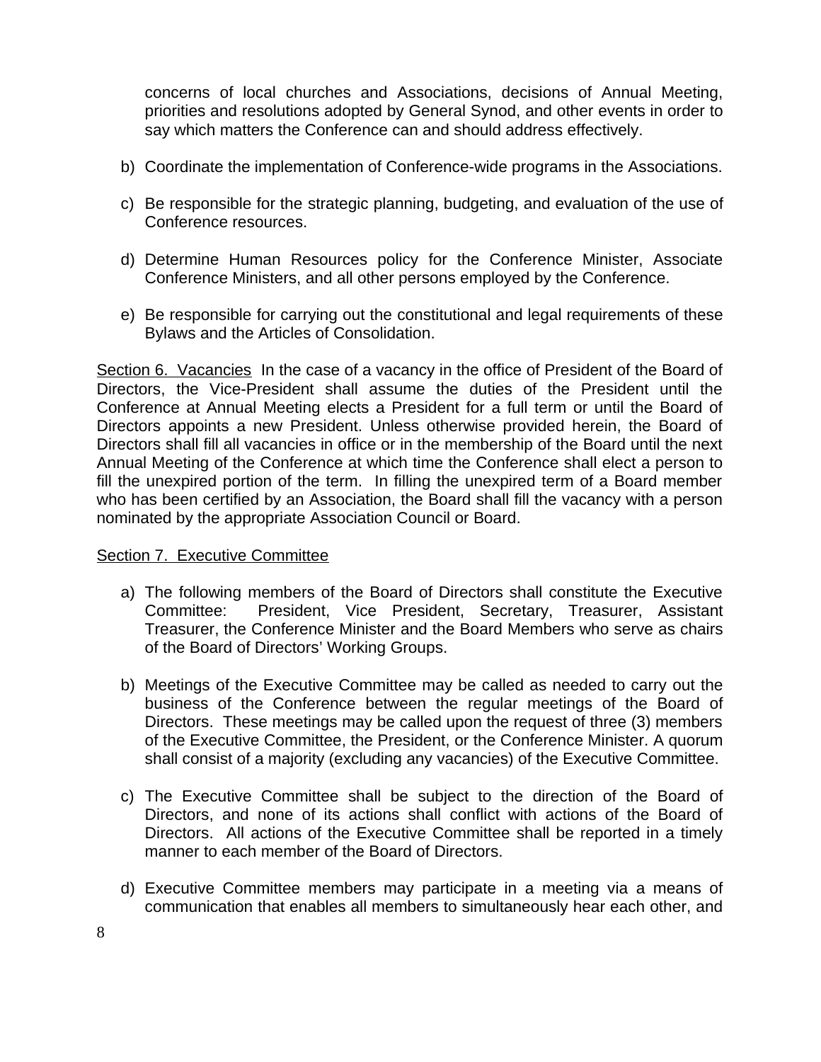concerns of local churches and Associations, decisions of Annual Meeting, priorities and resolutions adopted by General Synod, and other events in order to say which matters the Conference can and should address effectively.

b) Coordinate the implementation of Conference-wide programs in the Associations.

c) Be responsible for the strategic planning, budgeting, and evaluation of the use of Conference resources.

d) Determine Human Resources policy for the Conference Minister, Associate Conference Ministers, and all other persons employed by the Conference.

e) Be responsible for carrying out the constitutional and legal requirements of these Bylaws and the Articles of Consolidation.

<u>Section 6. Vacancies</u> In the case of a vacancy in the office of President of the Board of Directors, the Vice-President shall assume the duties of the President until the Conference at Annual Meeting elects a President for a full term or until the Board of Directors appoints a new President. Unless otherwise provided herein, the Board of Directors shall fill all vacancies in office or in the membership of the Board until the next Annual Meeting of the Conference at which time the Conference shall elect a person to fill the unexpired portion of the term. In filling the unexpired term of a Board member who has been certified by an Association, the Board shall fill the vacancy with a person nominated by the appropriate Association Council or Board.

<u>Section 7. Executive Committee</u>

a) The following members of the Board of Directors shall constitute the Executive Committee: President, Vice President, Secretary, Treasurer, Assistant Treasurer, the Conference Minister and the Board Members who serve as chairs of the Board of Directors' Working Groups.

b) Meetings of the Executive Committee may be called as needed to carry out the business of the Conference between the regular meetings of the Board of Directors. These meetings may be called upon the request of three (3) members of the Executive Committee, the President, or the Conference Minister. A quorum shall consist of a majority (excluding any vacancies) of the Executive Committee.

c) The Executive Committee shall be subject to the direction of the Board of Directors, and none of its actions shall conflict with actions of the Board of Directors. All actions of the Executive Committee shall be reported in a timely manner to each member of the Board of Directors.

d) Executive Committee members may participate in a meeting via a means of communication that enables all members to simultaneously hear each other, and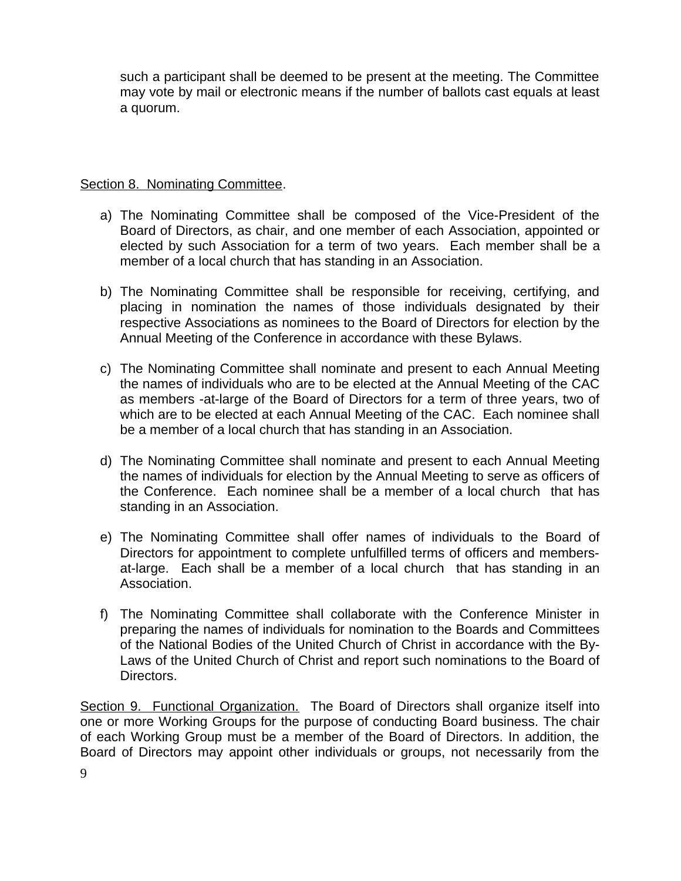such a participant shall be deemed to be present at the meeting. The Committee may vote by mail or electronic means if the number of ballots cast equals at least a quorum.

<u>Section 8. Nominating Committee</u>.

a) The Nominating Committee shall be composed of the Vice-President of the Board of Directors, as chair, and one member of each Association, appointed or elected by such Association for a term of two years. Each member shall be a member of a local church that has standing in an Association.

b) The Nominating Committee shall be responsible for receiving, certifying, and placing in nomination the names of those individuals designated by their respective Associations as nominees to the Board of Directors for election by the Annual Meeting of the Conference in accordance with these Bylaws.

c) The Nominating Committee shall nominate and present to each Annual Meeting the names of individuals who are to be elected at the Annual Meeting of the CAC as members -at-large of the Board of Directors for a term of three years, two of which are to be elected at each Annual Meeting of the CAC. Each nominee shall be a member of a local church that has standing in an Association.

d) The Nominating Committee shall nominate and present to each Annual Meeting the names of individuals for election by the Annual Meeting to serve as officers of the Conference. Each nominee shall be a member of a local church that has standing in an Association.

e) The Nominating Committee shall offer names of individuals to the Board of Directors for appointment to complete unfulfilled terms of officers and members-at-large. Each shall be a member of a local church that has standing in an Association.

f) The Nominating Committee shall collaborate with the Conference Minister in preparing the names of individuals for nomination to the Boards and Committees of the National Bodies of the United Church of Christ in accordance with the By-Laws of the United Church of Christ and report such nominations to the Board of Directors.

<u>Section 9. Functional Organization.</u> The Board of Directors shall organize itself into one or more Working Groups for the purpose of conducting Board business. The chair of each Working Group must be a member of the Board of Directors. In addition, the Board of Directors may appoint other individuals or groups, not necessarily from the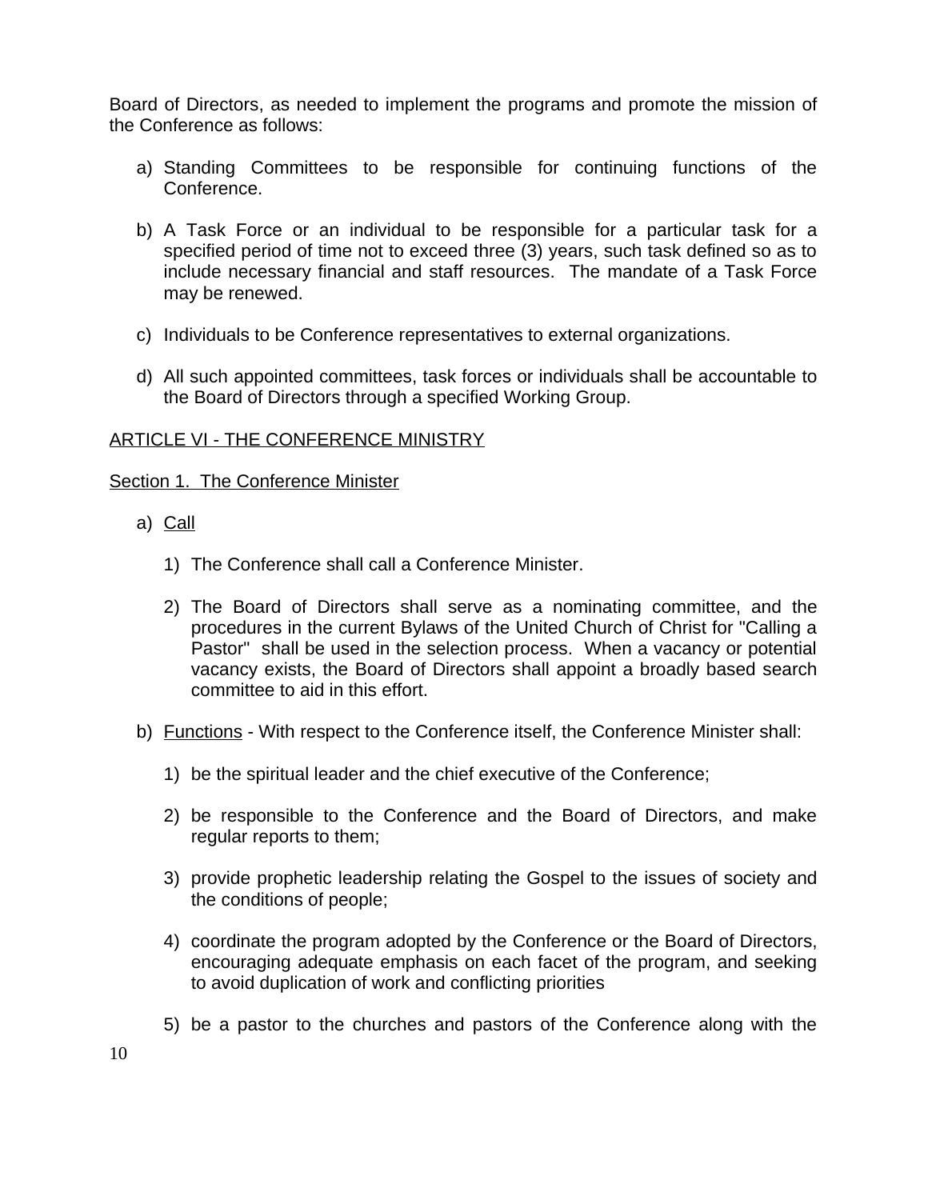Board of Directors, as needed to implement the programs and promote the mission of the Conference as follows:

a) Standing Committees to be responsible for continuing functions of the Conference.

b) A Task Force or an individual to be responsible for a particular task for a specified period of time not to exceed three (3) years, such task defined so as to include necessary financial and staff resources. The mandate of a Task Force may be renewed.

c) Individuals to be Conference representatives to external organizations.

d) All such appointed committees, task forces or individuals shall be accountable to the Board of Directors through a specified Working Group.

## ARTICLE VI - THE CONFERENCE MINISTRY

### Section 1. The Conference Minister

a) Call

   1) The Conference shall call a Conference Minister.

   2) The Board of Directors shall serve as a nominating committee, and the procedures in the current Bylaws of the United Church of Christ for "Calling a Pastor" shall be used in the selection process. When a vacancy or potential vacancy exists, the Board of Directors shall appoint a broadly based search committee to aid in this effort.

b) Functions - With respect to the Conference itself, the Conference Minister shall:

   1) be the spiritual leader and the chief executive of the Conference;

   2) be responsible to the Conference and the Board of Directors, and make regular reports to them;

   3) provide prophetic leadership relating the Gospel to the issues of society and the conditions of people;

   4) coordinate the program adopted by the Conference or the Board of Directors, encouraging adequate emphasis on each facet of the program, and seeking to avoid duplication of work and conflicting priorities

   5) be a pastor to the churches and pastors of the Conference along with the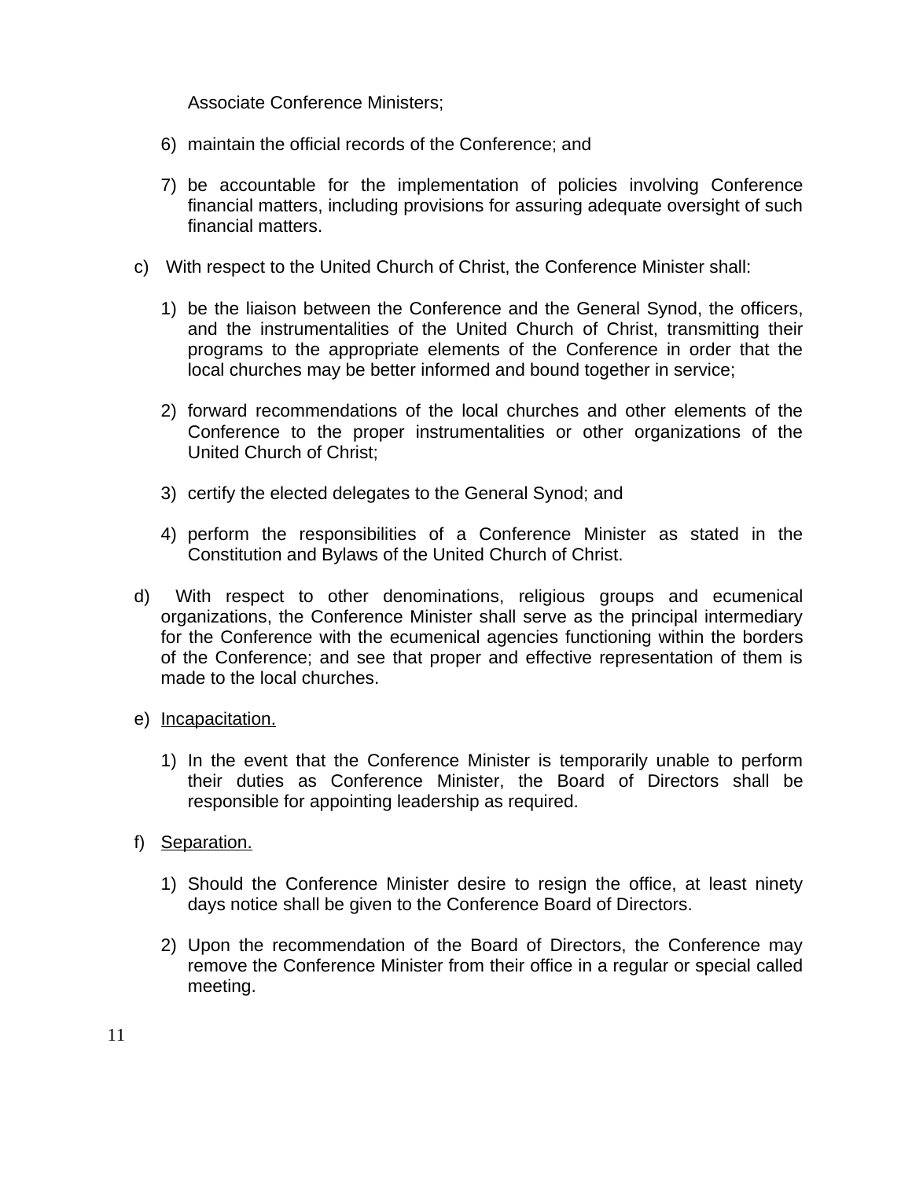Associate Conference Ministers;

6) maintain the official records of the Conference; and

7) be accountable for the implementation of policies involving Conference financial matters, including provisions for assuring adequate oversight of such financial matters.

c) With respect to the United Church of Christ, the Conference Minister shall:

1) be the liaison between the Conference and the General Synod, the officers, and the instrumentalities of the United Church of Christ, transmitting their programs to the appropriate elements of the Conference in order that the local churches may be better informed and bound together in service;

2) forward recommendations of the local churches and other elements of the Conference to the proper instrumentalities or other organizations of the United Church of Christ;

3) certify the elected delegates to the General Synod; and

4) perform the responsibilities of a Conference Minister as stated in the Constitution and Bylaws of the United Church of Christ.

d) With respect to other denominations, religious groups and ecumenical organizations, the Conference Minister shall serve as the principal intermediary for the Conference with the ecumenical agencies functioning within the borders of the Conference; and see that proper and effective representation of them is made to the local churches.

e) <u>Incapacitation.</u>

1) In the event that the Conference Minister is temporarily unable to perform their duties as Conference Minister, the Board of Directors shall be responsible for appointing leadership as required.

f) <u>Separation.</u>

1) Should the Conference Minister desire to resign the office, at least ninety days notice shall be given to the Conference Board of Directors.

2) Upon the recommendation of the Board of Directors, the Conference may remove the Conference Minister from their office in a regular or special called meeting.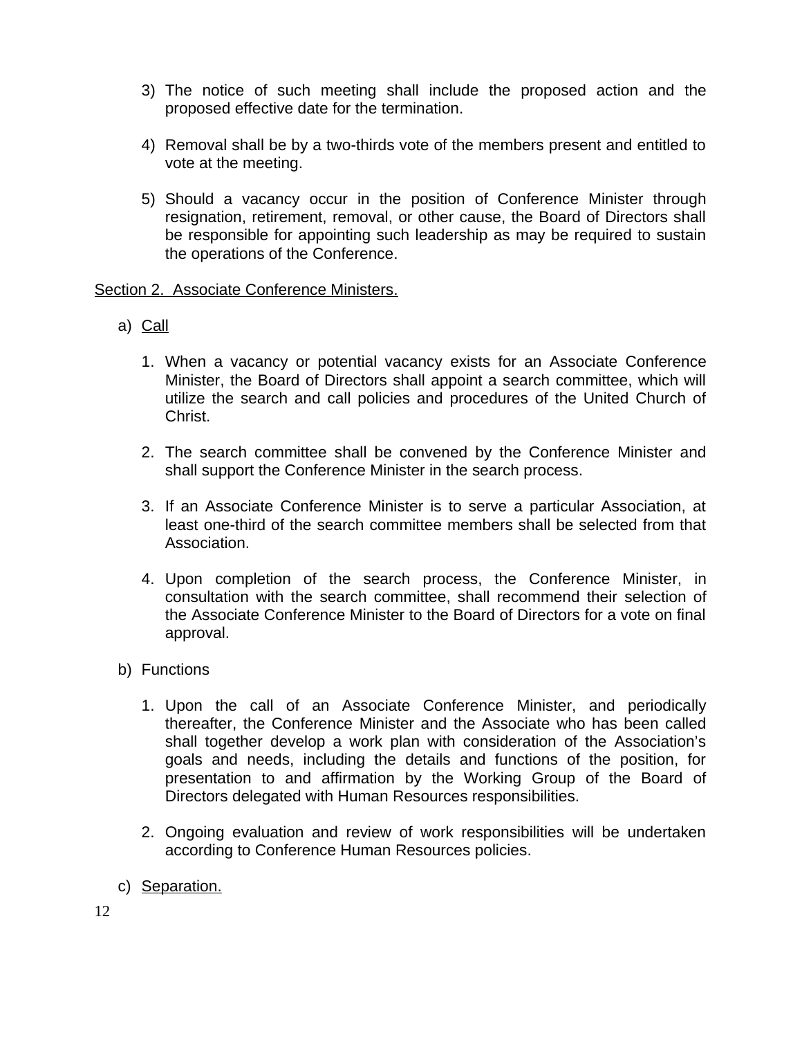3) The notice of such meeting shall include the proposed action and the proposed effective date for the termination.

4) Removal shall be by a two-thirds vote of the members present and entitled to vote at the meeting.

5) Should a vacancy occur in the position of Conference Minister through resignation, retirement, removal, or other cause, the Board of Directors shall be responsible for appointing such leadership as may be required to sustain the operations of the Conference.

<u>Section 2. Associate Conference Ministers.</u>

a) <u>Call</u>

1. When a vacancy or potential vacancy exists for an Associate Conference Minister, the Board of Directors shall appoint a search committee, which will utilize the search and call policies and procedures of the United Church of Christ.

2. The search committee shall be convened by the Conference Minister and shall support the Conference Minister in the search process.

3. If an Associate Conference Minister is to serve a particular Association, at least one-third of the search committee members shall be selected from that Association.

4. Upon completion of the search process, the Conference Minister, in consultation with the search committee, shall recommend their selection of the Associate Conference Minister to the Board of Directors for a vote on final approval.

b) Functions

1. Upon the call of an Associate Conference Minister, and periodically thereafter, the Conference Minister and the Associate who has been called shall together develop a work plan with consideration of the Association's goals and needs, including the details and functions of the position, for presentation to and affirmation by the Working Group of the Board of Directors delegated with Human Resources responsibilities.

2. Ongoing evaluation and review of work responsibilities will be undertaken according to Conference Human Resources policies.

c) <u>Separation.</u>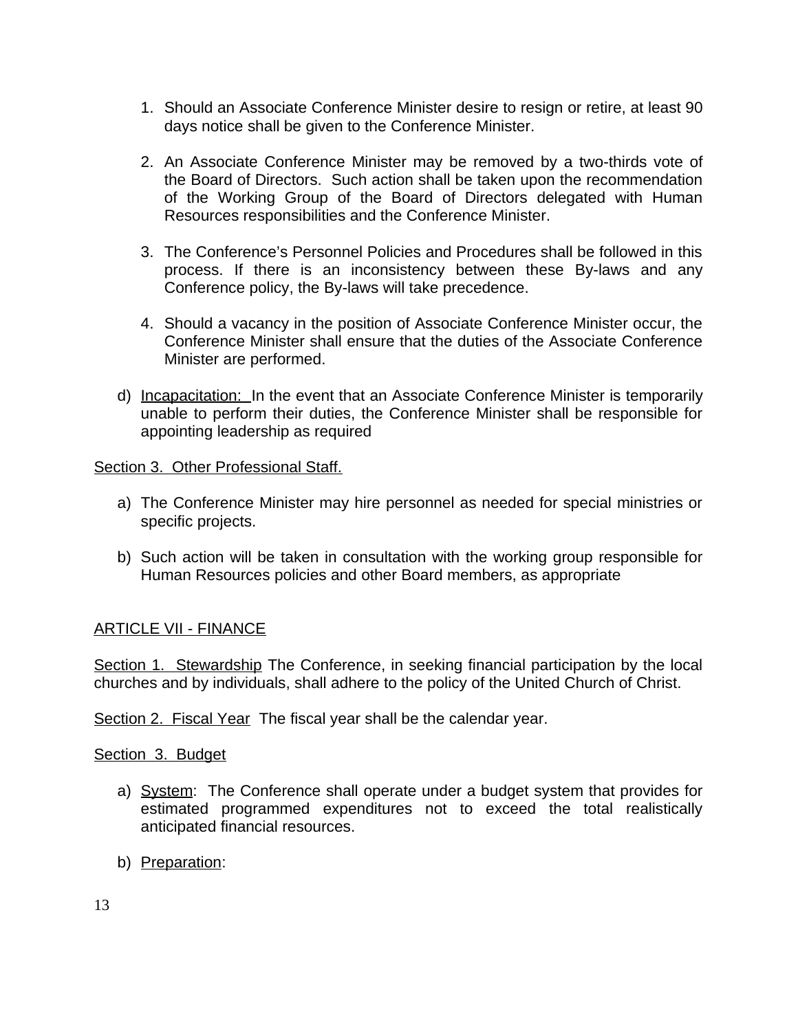1. Should an Associate Conference Minister desire to resign or retire, at least 90 days notice shall be given to the Conference Minister.

2. An Associate Conference Minister may be removed by a two-thirds vote of the Board of Directors. Such action shall be taken upon the recommendation of the Working Group of the Board of Directors delegated with Human Resources responsibilities and the Conference Minister.

3. The Conference's Personnel Policies and Procedures shall be followed in this process. If there is an inconsistency between these By-laws and any Conference policy, the By-laws will take precedence.

4. Should a vacancy in the position of Associate Conference Minister occur, the Conference Minister shall ensure that the duties of the Associate Conference Minister are performed.

d) Incapacitation: In the event that an Associate Conference Minister is temporarily unable to perform their duties, the Conference Minister shall be responsible for appointing leadership as required

Section 3. Other Professional Staff.

a) The Conference Minister may hire personnel as needed for special ministries or specific projects.

b) Such action will be taken in consultation with the working group responsible for Human Resources policies and other Board members, as appropriate

## ARTICLE VII - FINANCE

Section 1. Stewardship The Conference, in seeking financial participation by the local churches and by individuals, shall adhere to the policy of the United Church of Christ.

Section 2. Fiscal Year The fiscal year shall be the calendar year.

Section 3. Budget

a) System: The Conference shall operate under a budget system that provides for estimated programmed expenditures not to exceed the total realistically anticipated financial resources.

b) Preparation: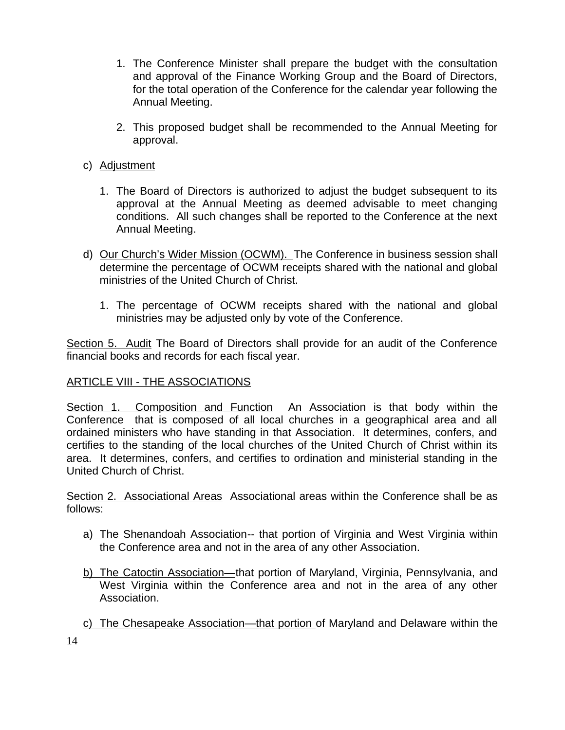1. The Conference Minister shall prepare the budget with the consultation and approval of the Finance Working Group and the Board of Directors, for the total operation of the Conference for the calendar year following the Annual Meeting.

2. This proposed budget shall be recommended to the Annual Meeting for approval.

c) Adjustment

1. The Board of Directors is authorized to adjust the budget subsequent to its approval at the Annual Meeting as deemed advisable to meet changing conditions. All such changes shall be reported to the Conference at the next Annual Meeting.

d) Our Church's Wider Mission (OCWM). The Conference in business session shall determine the percentage of OCWM receipts shared with the national and global ministries of the United Church of Christ.

1. The percentage of OCWM receipts shared with the national and global ministries may be adjusted only by vote of the Conference.

Section 5. Audit The Board of Directors shall provide for an audit of the Conference financial books and records for each fiscal year.

ARTICLE VIII - THE ASSOCIATIONS

Section 1. Composition and Function An Association is that body within the Conference that is composed of all local churches in a geographical area and all ordained ministers who have standing in that Association. It determines, confers, and certifies to the standing of the local churches of the United Church of Christ within its area. It determines, confers, and certifies to ordination and ministerial standing in the United Church of Christ.

Section 2. Associational Areas Associational areas within the Conference shall be as follows:

a) The Shenandoah Association-- that portion of Virginia and West Virginia within the Conference area and not in the area of any other Association.

b) The Catoctin Association—that portion of Maryland, Virginia, Pennsylvania, and West Virginia within the Conference area and not in the area of any other Association.

c) The Chesapeake Association—that portion of Maryland and Delaware within the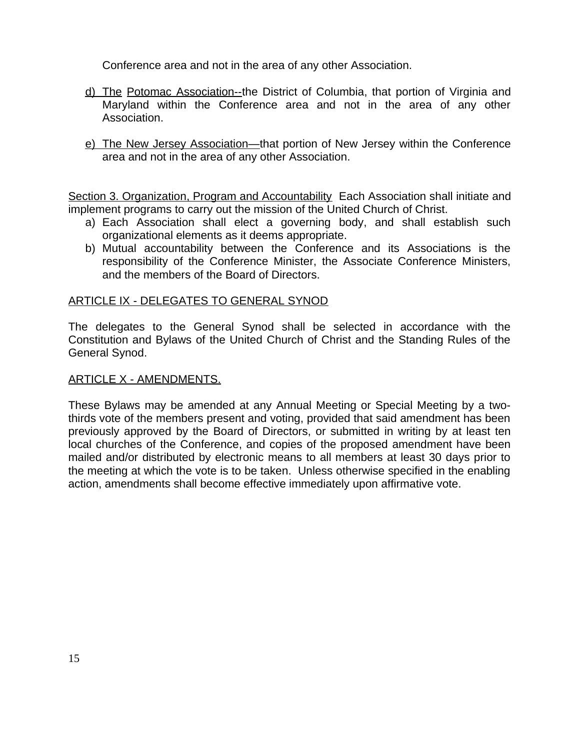Conference area and not in the area of any other Association.

d) The Potomac Association--the District of Columbia, that portion of Virginia and Maryland within the Conference area and not in the area of any other Association.

e) The New Jersey Association—that portion of New Jersey within the Conference area and not in the area of any other Association.

Section 3. Organization, Program and Accountability Each Association shall initiate and implement programs to carry out the mission of the United Church of Christ.

a) Each Association shall elect a governing body, and shall establish such organizational elements as it deems appropriate.
b) Mutual accountability between the Conference and its Associations is the responsibility of the Conference Minister, the Associate Conference Ministers, and the members of the Board of Directors.

## ARTICLE IX - DELEGATES TO GENERAL SYNOD

The delegates to the General Synod shall be selected in accordance with the Constitution and Bylaws of the United Church of Christ and the Standing Rules of the General Synod.

## ARTICLE X - AMENDMENTS.

These Bylaws may be amended at any Annual Meeting or Special Meeting by a two-thirds vote of the members present and voting, provided that said amendment has been previously approved by the Board of Directors, or submitted in writing by at least ten local churches of the Conference, and copies of the proposed amendment have been mailed and/or distributed by electronic means to all members at least 30 days prior to the meeting at which the vote is to be taken. Unless otherwise specified in the enabling action, amendments shall become effective immediately upon affirmative vote.